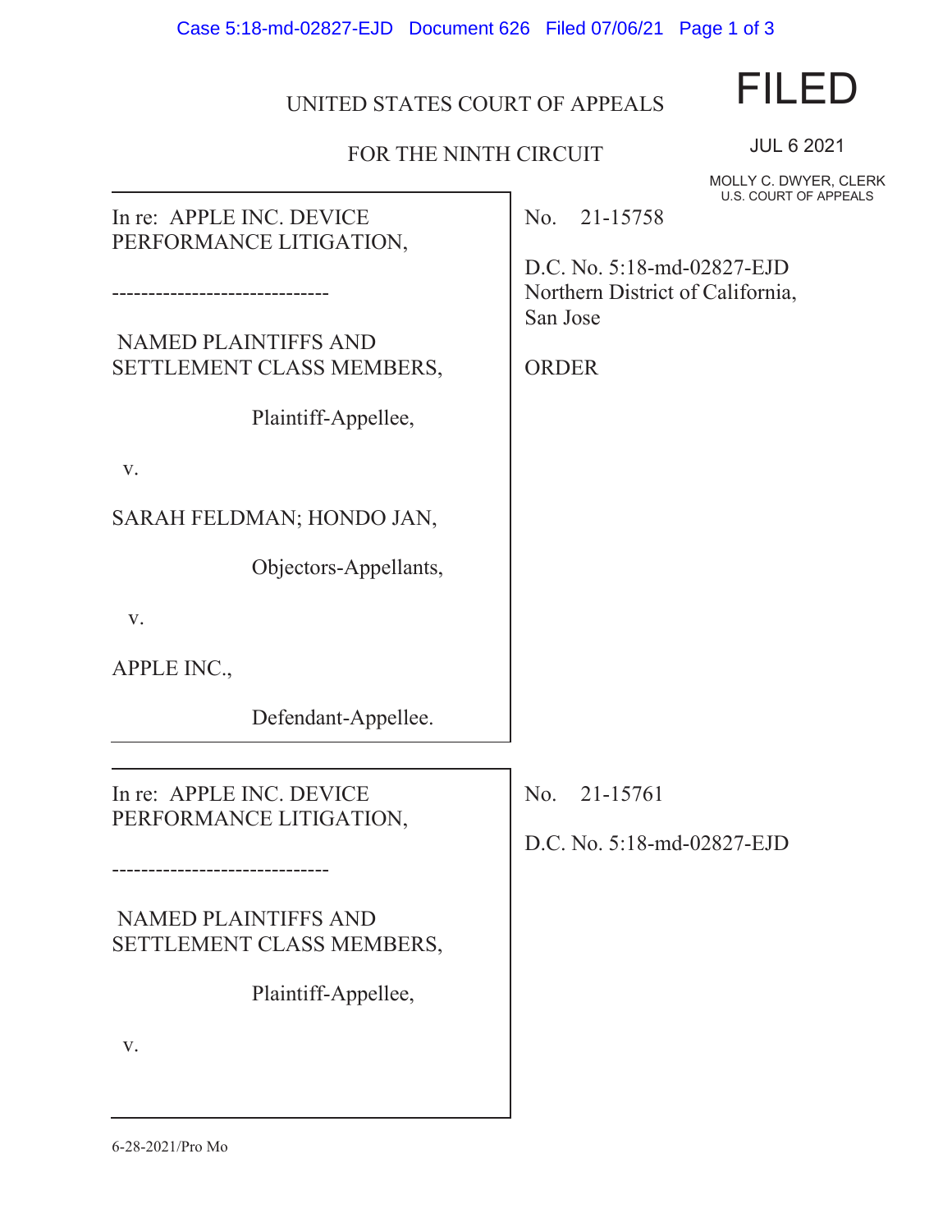UNITED STATES COURT OF APPEALS

FOR THE NINTH CIRCUIT

FILED

JUL 6 2021

MOLLY C. DWYER, CLERK
U.S. COURT OF APPEALS

In re: APPLE INC. DEVICE PERFORMANCE LITIGATION,

------------------------------

NAMED PLAINTIFFS AND SETTLEMENT CLASS MEMBERS,

Plaintiff-Appellee,

v.

SARAH FELDMAN; HONDO JAN,

Objectors-Appellants,

v.

APPLE INC.,

Defendant-Appellee.

No. 21-15758

D.C. No. 5:18-md-02827-EJD
Northern District of California,
San Jose

ORDER

In re: APPLE INC. DEVICE PERFORMANCE LITIGATION,

------------------------------

NAMED PLAINTIFFS AND SETTLEMENT CLASS MEMBERS,

Plaintiff-Appellee,

v.

No. 21-15761

D.C. No. 5:18-md-02827-EJD

6-28-2021/Pro Mo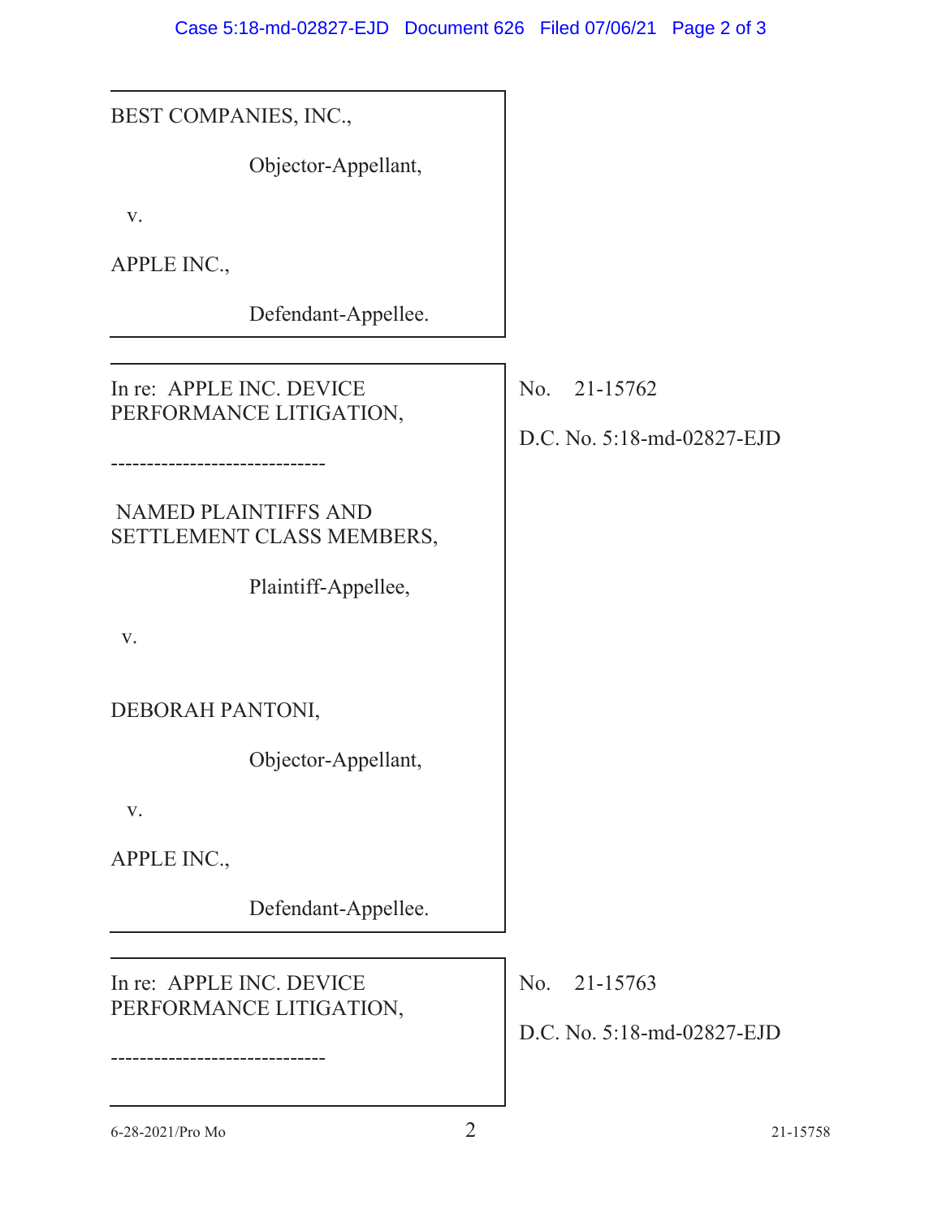BEST COMPANIES, INC.,

Objector-Appellant,

v.

APPLE INC.,

Defendant-Appellee.

---

In re: APPLE INC. DEVICE PERFORMANCE LITIGATION,

------------------------------

NAMED PLAINTIFFS AND SETTLEMENT CLASS MEMBERS,

Plaintiff-Appellee,

v.

DEBORAH PANTONI,

Objector-Appellant,

v.

APPLE INC.,

Defendant-Appellee.

No. 21-15762

D.C. No. 5:18-md-02827-EJD

---

In re: APPLE INC. DEVICE PERFORMANCE LITIGATION,

------------------------------

No. 21-15763

D.C. No. 5:18-md-02827-EJD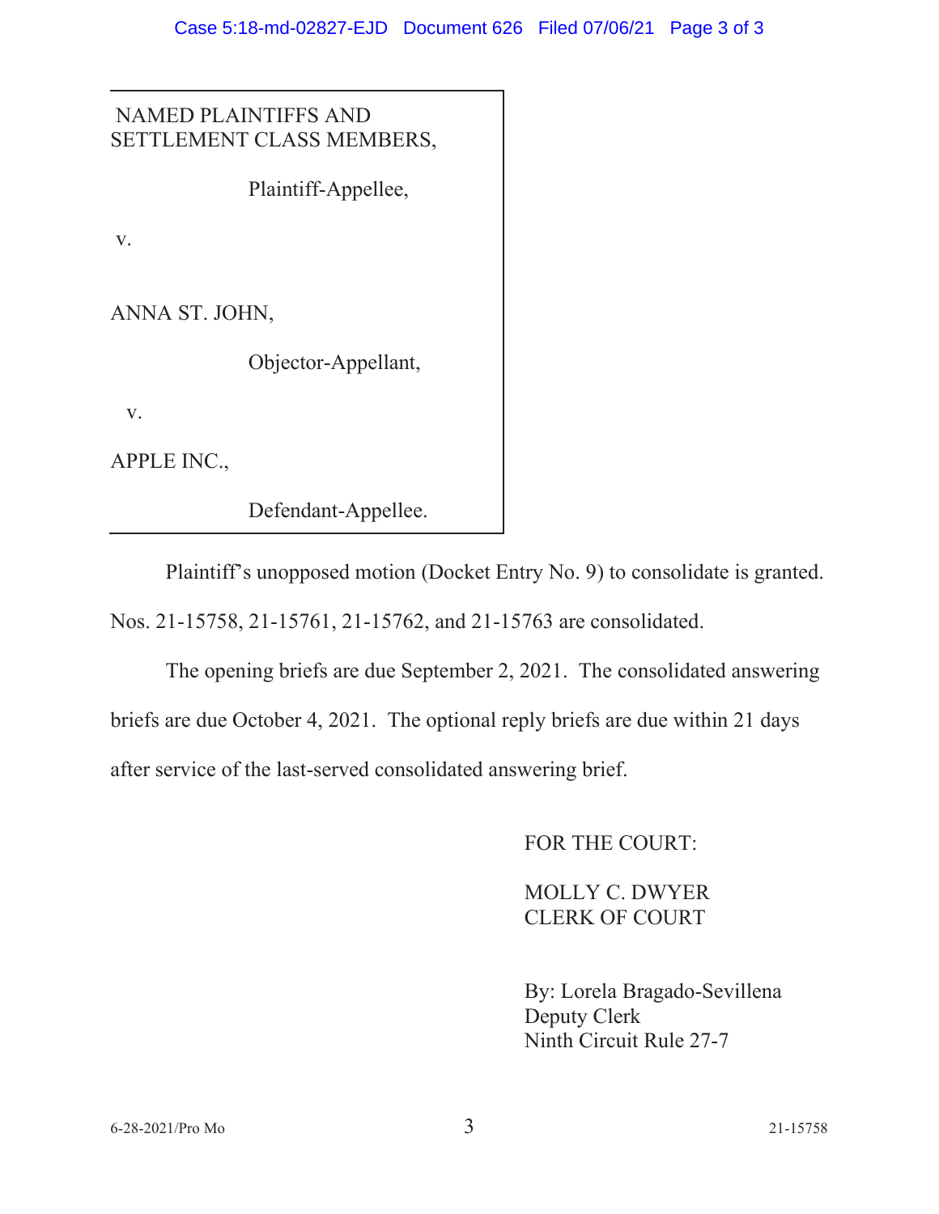NAMED PLAINTIFFS AND SETTLEMENT CLASS MEMBERS,

Plaintiff-Appellee,

v.

ANNA ST. JOHN,

Objector-Appellant,

v.

APPLE INC.,

Defendant-Appellee.

Plaintiff's unopposed motion (Docket Entry No. 9) to consolidate is granted. Nos. 21-15758, 21-15761, 21-15762, and 21-15763 are consolidated.

The opening briefs are due September 2, 2021. The consolidated answering briefs are due October 4, 2021. The optional reply briefs are due within 21 days after service of the last-served consolidated answering brief.

FOR THE COURT:

MOLLY C. DWYER
CLERK OF COURT

By: Lorela Bragado-Sevillena
Deputy Clerk
Ninth Circuit Rule 27-7

6-28-2021/Pro Mo

21-15758